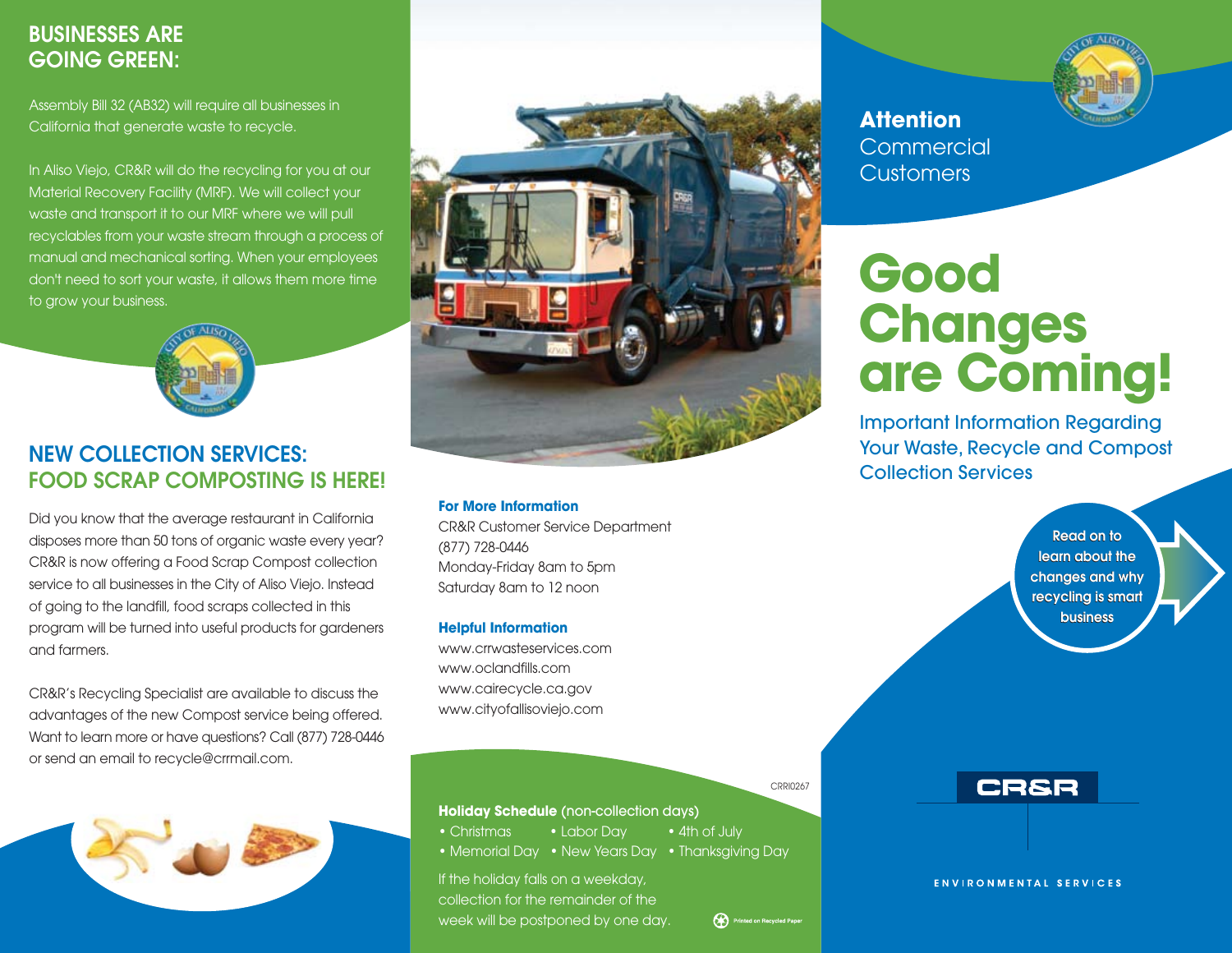## BUSINESSES ARE GOING GREEN:

Assembly Bill 32 (AB32) will require all businesses in California that generate waste to recycle.

In Aliso Viejo, CR&R will do the recycling for you at our Material Recovery Facility (MRF). We will collect your waste and transport it to our MRF where we will pull recyclables from your waste stream through a process of manual and mechanical sorting. When your employees don't need to sort your waste, it allows them more time to grow your business.

## NEW COLLECTION SERVICES: FOOD SCRAP COMPOSTING IS HERE!

Did you know that the average restaurant in California disposes more than 50 tons of organic waste every year? CR&R is now offering a Food Scrap Compost collection service to all businesses in the City of Aliso Viejo. Instead of going to the landfill, food scraps collected in this program will be turned into useful products for gardeners and farmers.

CR&R's Recycling Specialist are available to discuss the advantages of the new Compost service being offered. Want to learn more or have questions? Call (877) 728-0446 or send an email to recycle@crrmail.com.

**For More Information**
CR&R Customer Service Department
(877) 728-0446
Monday-Friday 8am to 5pm
Saturday 8am to 12 noon

**Helpful Information**
www.crrwasteservices.com
www.oclandfills.com
www.calrecycle.ca.gov
www.cityofalisoviejo.com

CRRI0267

**Holiday Schedule** (non-collection days)

- Christmas
- Labor Day
- 4th of July
- Memorial Day
- New Years Day
- Thanksgiving Day

If the holiday falls on a weekday, collection for the remainder of the week will be postponed by one day.

Printed on Recycled Paper

**Attention**
Commercial Customers

# Good Changes are Coming!

Important Information Regarding Your Waste, Recycle and Compost Collection Services

Read on to learn about the changes and why recycling is smart business

CR&R
ENVIRONMENTAL SERVICES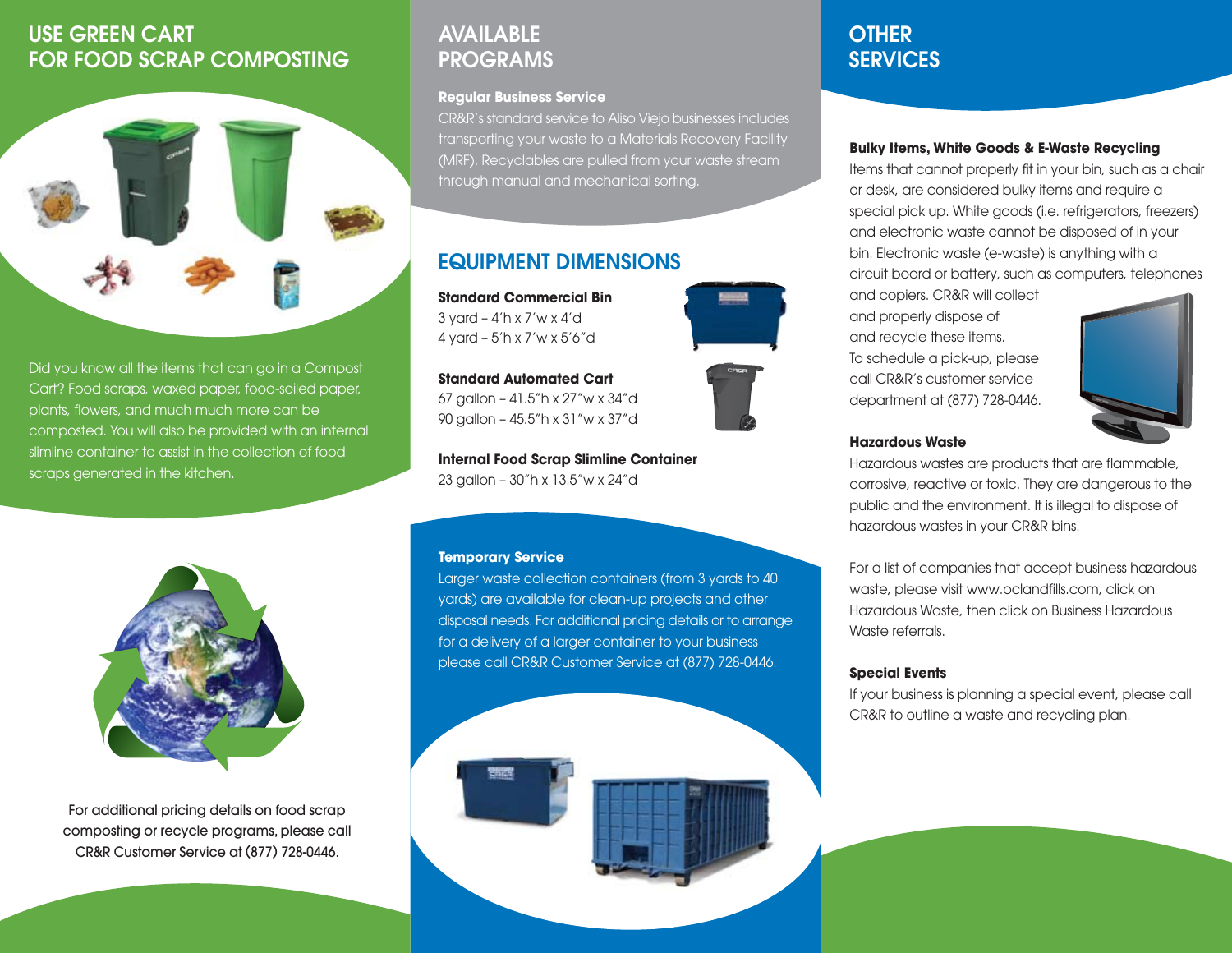## USE GREEN CART FOR FOOD SCRAP COMPOSTING

Did you know all the items that can go in a Compost Cart? Food scraps, waxed paper, food-soiled paper, plants, flowers, and much much more can be composted. You will also be provided with an internal slimline container to assist in the collection of food scraps generated in the kitchen.

For additional pricing details on food scrap composting or recycle programs, please call CR&R Customer Service at (877) 728-0446.

## AVAILABLE PROGRAMS

**Regular Business Service**

CR&R's standard service to Aliso Viejo businesses includes transporting your waste to a Materials Recovery Facility (MRF). Recyclables are pulled from your waste stream through manual and mechanical sorting.

## EQUIPMENT DIMENSIONS

**Standard Commercial Bin**

3 yard – 4'h x 7'w x 4'd
4 yard – 5'h x 7'w x 5'6"d

**Standard Automated Cart**

67 gallon – 41.5"h x 27"w x 34"d
90 gallon – 45.5"h x 31"w x 37"d

**Internal Food Scrap Slimline Container**

23 gallon – 30"h x 13.5"w x 24"d

**Temporary Service**

Larger waste collection containers (from 3 yards to 40 yards) are available for clean-up projects and other disposal needs. For additional pricing details or to arrange for a delivery of a larger container to your business please call CR&R Customer Service at (877) 728-0446.

## OTHER SERVICES

**Bulky Items, White Goods & E-Waste Recycling**

Items that cannot properly fit in your bin, such as a chair or desk, are considered bulky items and require a special pick up. White goods (i.e. refrigerators, freezers) and electronic waste cannot be disposed of in your bin. Electronic waste (e-waste) is anything with a circuit board or battery, such as computers, telephones and copiers. CR&R will collect and properly dispose of and recycle these items. To schedule a pick-up, please call CR&R's customer service department at (877) 728-0446.

**Hazardous Waste**

Hazardous wastes are products that are flammable, corrosive, reactive or toxic. They are dangerous to the public and the environment. It is illegal to dispose of hazardous wastes in your CR&R bins.

For a list of companies that accept business hazardous waste, please visit www.oclandfills.com, click on Hazardous Waste, then click on Business Hazardous Waste referrals.

**Special Events**

If your business is planning a special event, please call CR&R to outline a waste and recycling plan.